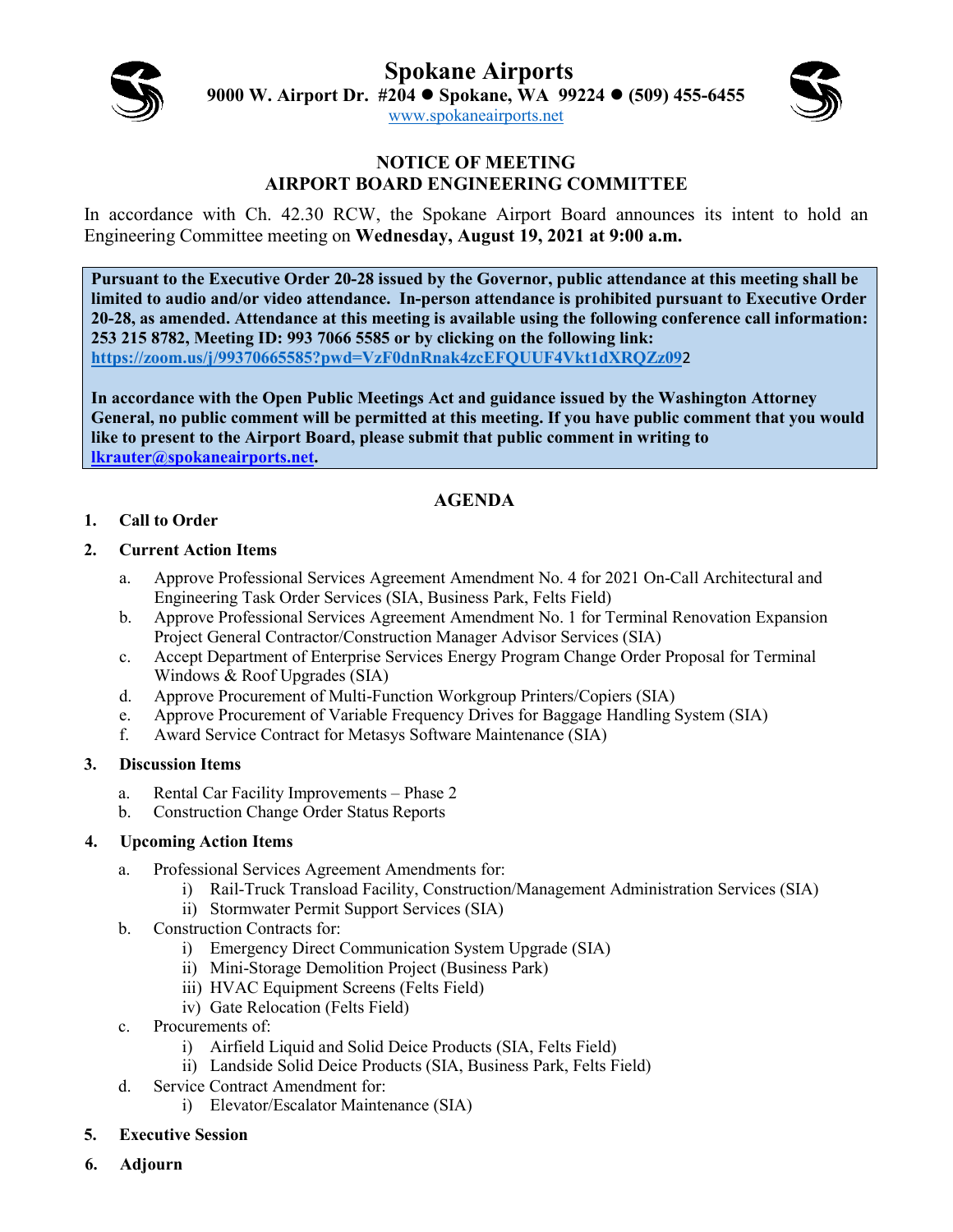# Spokane Airports

**9000 W. Airport Dr. #204 ● Spokane, WA 99224 ● (509) 455-6455**

www.spokaneairports.net

## NOTICE OF MEETING
## AIRPORT BOARD ENGINEERING COMMITTEE

In accordance with Ch. 42.30 RCW, the Spokane Airport Board announces its intent to hold an Engineering Committee meeting on **Wednesday, August 19, 2021 at 9:00 a.m.**

**Pursuant to the Executive Order 20-28 issued by the Governor, public attendance at this meeting shall be limited to audio and/or video attendance. In-person attendance is prohibited pursuant to Executive Order 20-28, as amended. Attendance at this meeting is available using the following conference call information: 253 215 8782, Meeting ID: 993 7066 5585 or by clicking on the following link: https://zoom.us/j/99370665585?pwd=VzF0dnRnak4zcEFQUUF4Vkt1dXRQZz092**

**In accordance with the Open Public Meetings Act and guidance issued by the Washington Attorney General, no public comment will be permitted at this meeting. If you have public comment that you would like to present to the Airport Board, please submit that public comment in writing to lkrauter@spokaneairports.net.**

## AGENDA

1. **Call to Order**
2. **Current Action Items**
   a. Approve Professional Services Agreement Amendment No. 4 for 2021 On-Call Architectural and Engineering Task Order Services (SIA, Business Park, Felts Field)
   b. Approve Professional Services Agreement Amendment No. 1 for Terminal Renovation Expansion Project General Contractor/Construction Manager Advisor Services (SIA)
   c. Accept Department of Enterprise Services Energy Program Change Order Proposal for Terminal Windows & Roof Upgrades (SIA)
   d. Approve Procurement of Multi-Function Workgroup Printers/Copiers (SIA)
   e. Approve Procurement of Variable Frequency Drives for Baggage Handling System (SIA)
   f. Award Service Contract for Metasys Software Maintenance (SIA)
3. **Discussion Items**
   a. Rental Car Facility Improvements – Phase 2
   b. Construction Change Order Status Reports
4. **Upcoming Action Items**
   a. Professional Services Agreement Amendments for:
      i) Rail-Truck Transload Facility, Construction/Management Administration Services (SIA)
      ii) Stormwater Permit Support Services (SIA)
   b. Construction Contracts for:
      i) Emergency Direct Communication System Upgrade (SIA)
      ii) Mini-Storage Demolition Project (Business Park)
      iii) HVAC Equipment Screens (Felts Field)
      iv) Gate Relocation (Felts Field)
   c. Procurements of:
      i) Airfield Liquid and Solid Deice Products (SIA, Felts Field)
      ii) Landside Solid Deice Products (SIA, Business Park, Felts Field)
   d. Service Contract Amendment for:
      i) Elevator/Escalator Maintenance (SIA)
5. **Executive Session**
6. **Adjourn**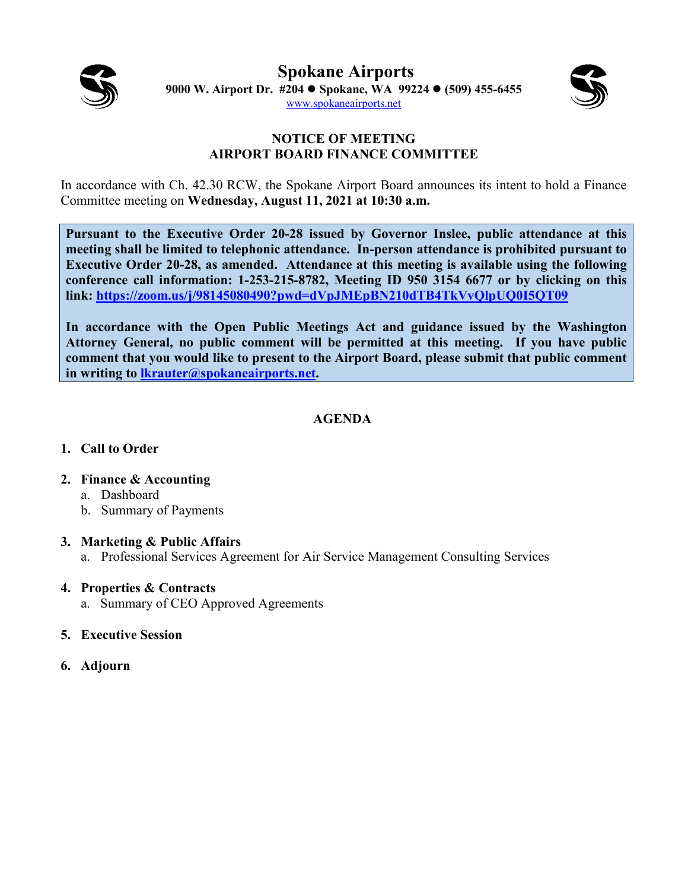# Spokane Airports

**9000 W. Airport Dr. #204 ● Spokane, WA 99224 ● (509) 455-6455**

www.spokaneairports.net

## NOTICE OF MEETING
## AIRPORT BOARD FINANCE COMMITTEE

In accordance with Ch. 42.30 RCW, the Spokane Airport Board announces its intent to hold a Finance Committee meeting on **Wednesday, August 11, 2021 at 10:30 a.m.**

**Pursuant to the Executive Order 20-28 issued by Governor Inslee, public attendance at this meeting shall be limited to telephonic attendance. In-person attendance is prohibited pursuant to Executive Order 20-28, as amended. Attendance at this meeting is available using the following conference call information: 1-253-215-8782, Meeting ID 950 3154 6677 or by clicking on this link: https://zoom.us/j/98145080490?pwd=dVpJMEpBN210dTB4TkVvQlpUQ0I5QT09**

**In accordance with the Open Public Meetings Act and guidance issued by the Washington Attorney General, no public comment will be permitted at this meeting. If you have public comment that you would like to present to the Airport Board, please submit that public comment in writing to lkrauter@spokaneairports.net.**

## AGENDA

1. **Call to Order**

2. **Finance & Accounting**
   a. Dashboard
   b. Summary of Payments

3. **Marketing & Public Affairs**
   a. Professional Services Agreement for Air Service Management Consulting Services

4. **Properties & Contracts**
   a. Summary of CEO Approved Agreements

5. **Executive Session**

6. **Adjourn**